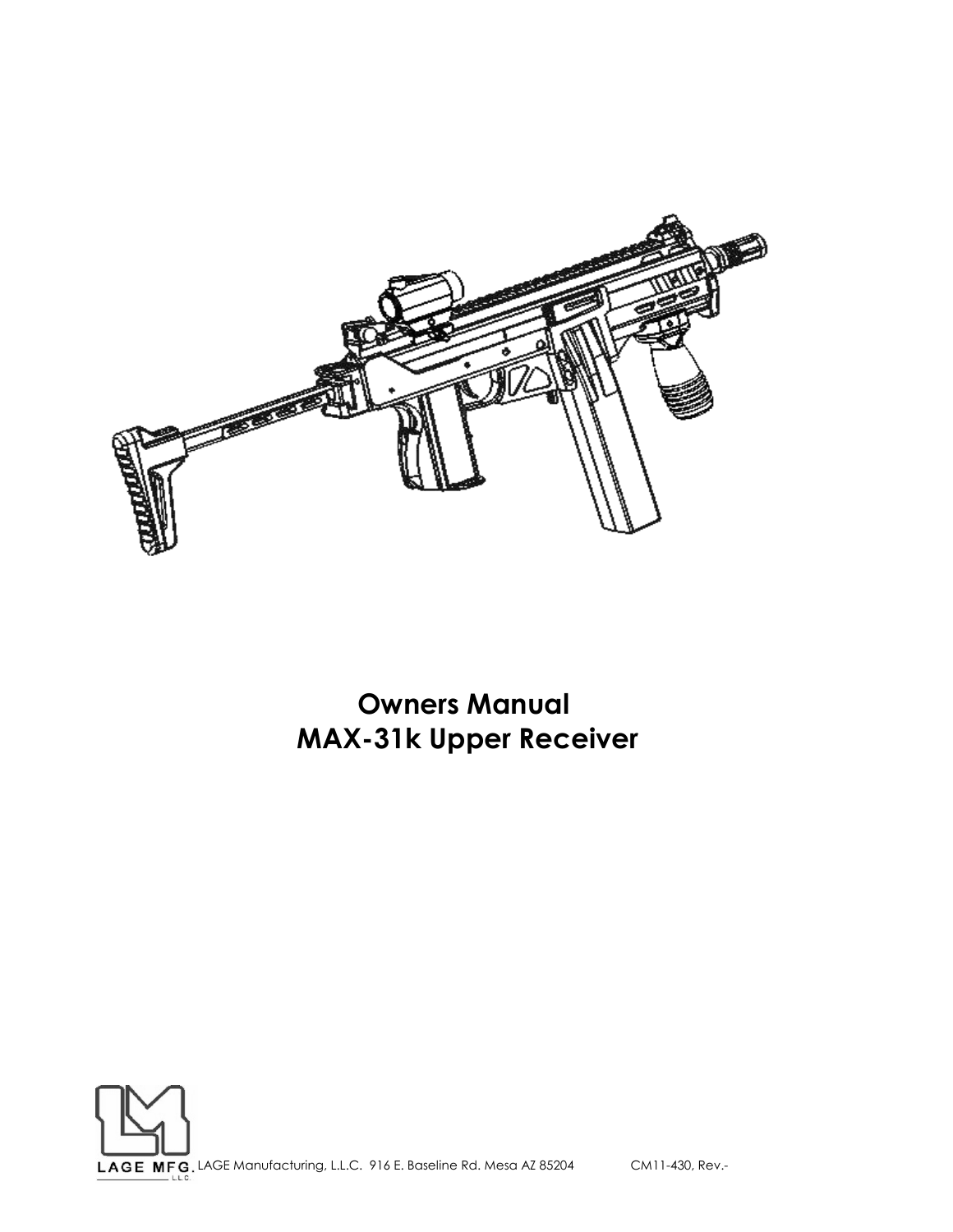# Owners Manual
# MAX-31k Upper Receiver

LAGE MFG. L.L.C.

LAGE Manufacturing, L.L.C. 916 E. Baseline Rd. Mesa AZ 85204 CM11-430, Rev.-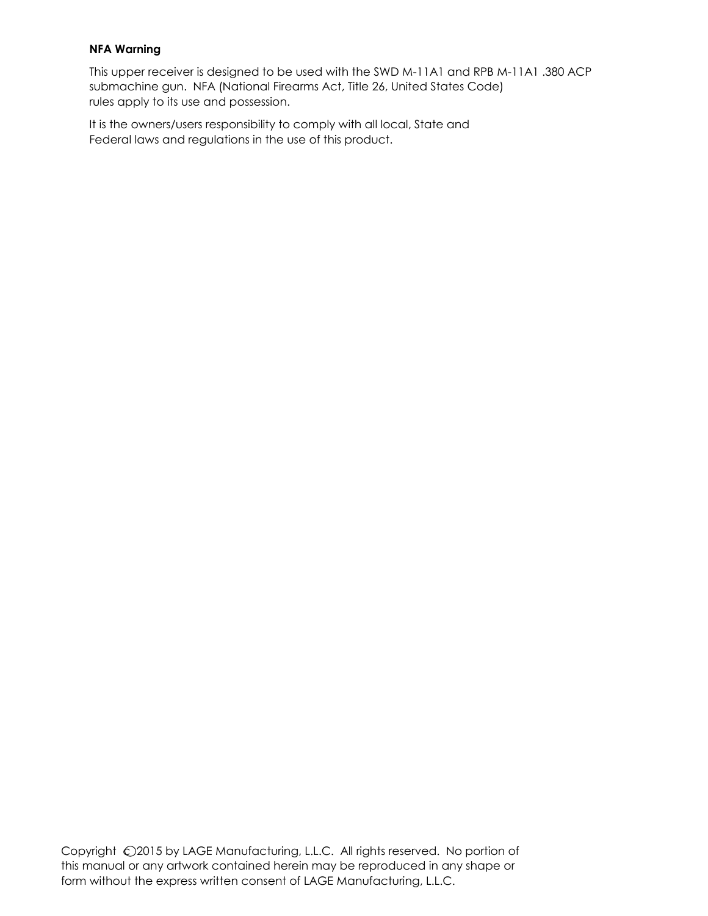**NFA Warning**

This upper receiver is designed to be used with the SWD M-11A1 and RPB M-11A1 .380 ACP submachine gun. NFA (National Firearms Act, Title 26, United States Code) rules apply to its use and possession.

It is the owners/users responsibility to comply with all local, State and Federal laws and regulations in the use of this product.

Copyright ©2015 by LAGE Manufacturing, L.L.C. All rights reserved. No portion of this manual or any artwork contained herein may be reproduced in any shape or form without the express written consent of LAGE Manufacturing, L.L.C.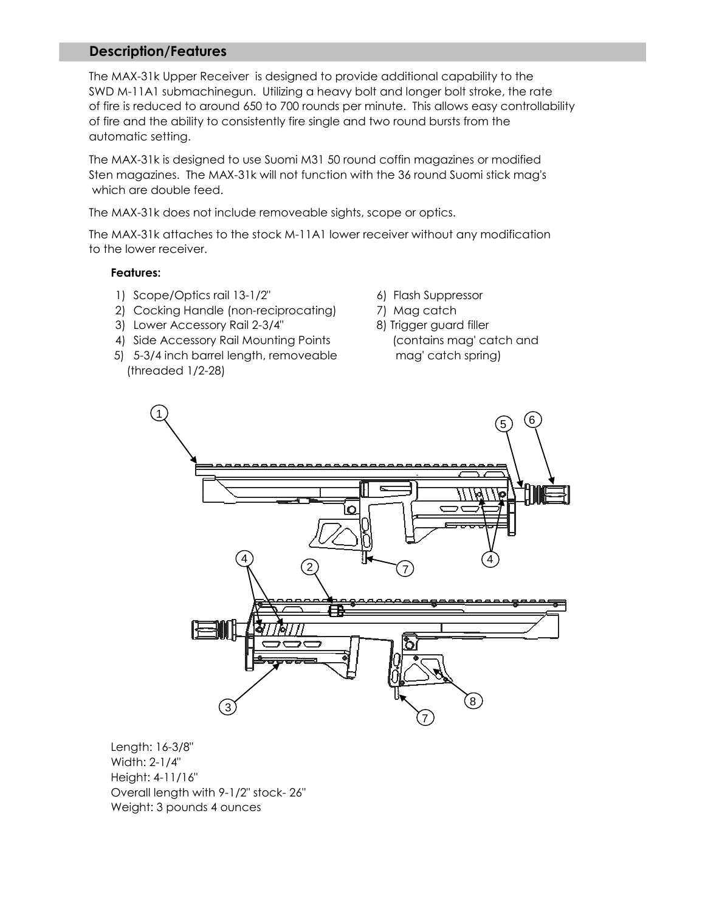## Description/Features

The MAX-31k Upper Receiver is designed to provide additional capability to the SWD M-11A1 submachinegun. Utilizing a heavy bolt and longer bolt stroke, the rate of fire is reduced to around 650 to 700 rounds per minute. This allows easy controllability of fire and the ability to consistently fire single and two round bursts from the automatic setting.

The MAX-31k is designed to use Suomi M31 50 round coffin magazines or modified Sten magazines. The MAX-31k will not function with the 36 round Suomi stick mag's which are double feed.

The MAX-31k does not include removeable sights, scope or optics.

The MAX-31k attaches to the stock M-11A1 lower receiver without any modification to the lower receiver.

**Features:**

1) Scope/Optics rail 13-1/2"
2) Cocking Handle (non-reciprocating)
3) Lower Accessory Rail 2-3/4"
4) Side Accessory Rail Mounting Points
5) 5-3/4 inch barrel length, removeable (threaded 1/2-28)
6) Flash Suppressor
7) Mag catch
8) Trigger guard filler (contains mag' catch and mag' catch spring)

Length: 16-3/8"
Width: 2-1/4"
Height: 4-11/16"
Overall length with 9-1/2" stock- 26"
Weight: 3 pounds 4 ounces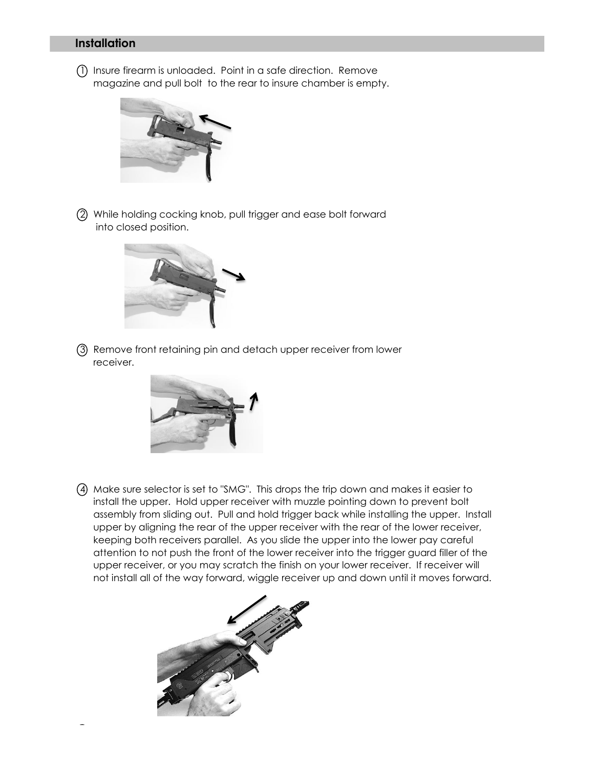## Installation

1. Insure firearm is unloaded. Point in a safe direction. Remove magazine and pull bolt to the rear to insure chamber is empty.

2. While holding cocking knob, pull trigger and ease bolt forward into closed position.

3. Remove front retaining pin and detach upper receiver from lower receiver.

4. Make sure selector is set to "SMG". This drops the trip down and makes it easier to install the upper. Hold upper receiver with muzzle pointing down to prevent bolt assembly from sliding out. Pull and hold trigger back while installing the upper. Install upper by aligning the rear of the upper receiver with the rear of the lower receiver, keeping both receivers parallel. As you slide the upper into the lower pay careful attention to not push the front of the lower receiver into the trigger guard filler of the upper receiver, or you may scratch the finish on your lower receiver. If receiver will not install all of the way forward, wiggle receiver up and down until it moves forward.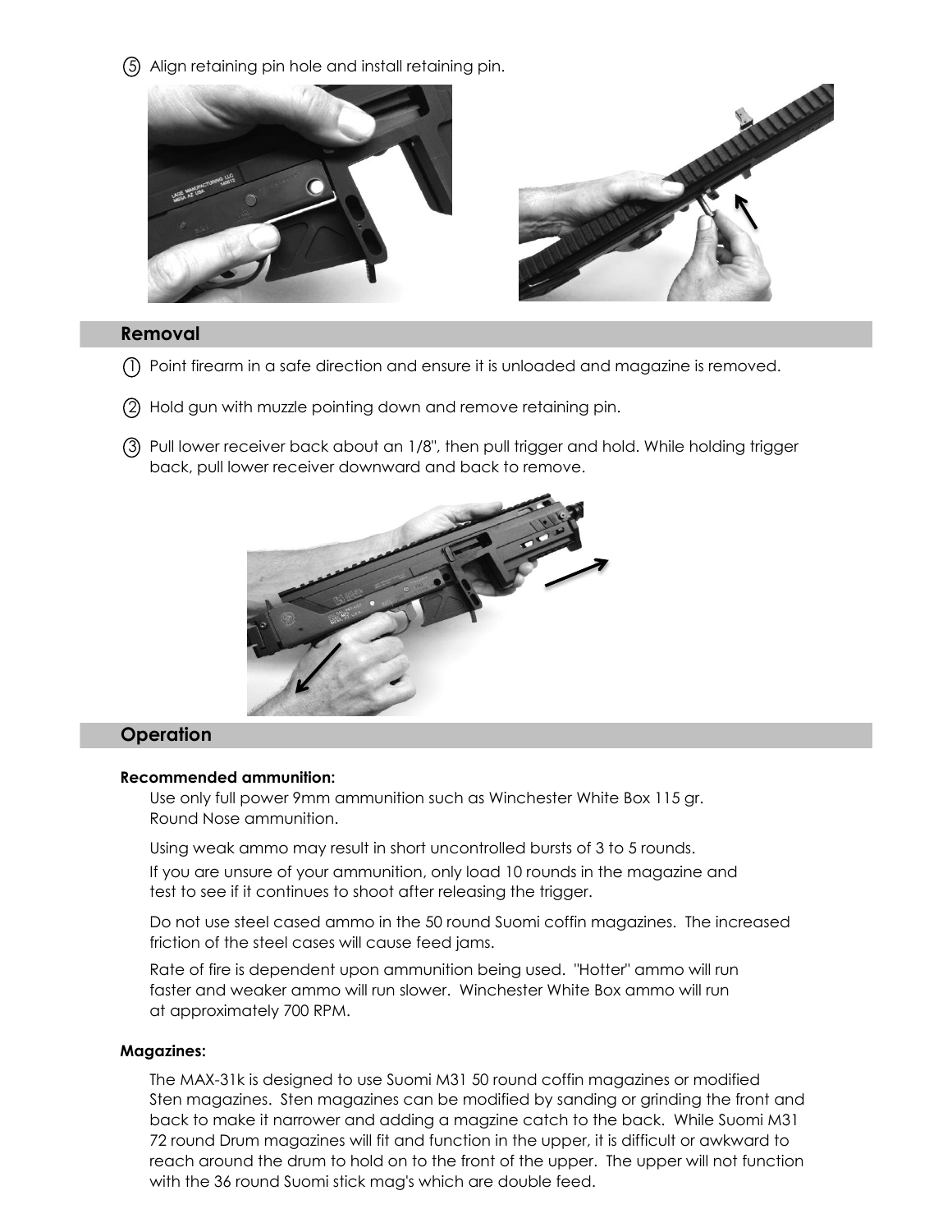⑤ Align retaining pin hole and install retaining pin.

## Removal

① Point firearm in a safe direction and ensure it is unloaded and magazine is removed.

② Hold gun with muzzle pointing down and remove retaining pin.

③ Pull lower receiver back about an 1/8", then pull trigger and hold. While holding trigger back, pull lower receiver downward and back to remove.

## Operation

**Recommended ammunition:**

Use only full power 9mm ammunition such as Winchester White Box 115 gr. Round Nose ammunition.

Using weak ammo may result in short uncontrolled bursts of 3 to 5 rounds.

If you are unsure of your ammunition, only load 10 rounds in the magazine and test to see if it continues to shoot after releasing the trigger.

Do not use steel cased ammo in the 50 round Suomi coffin magazines. The increased friction of the steel cases will cause feed jams.

Rate of fire is dependent upon ammunition being used. "Hotter" ammo will run faster and weaker ammo will run slower. Winchester White Box ammo will run at approximately 700 RPM.

**Magazines:**

The MAX-31k is designed to use Suomi M31 50 round coffin magazines or modified Sten magazines. Sten magazines can be modified by sanding or grinding the front and back to make it narrower and adding a magzine catch to the back. While Suomi M31 72 round Drum magazines will fit and function in the upper, it is difficult or awkward to reach around the drum to hold on to the front of the upper. The upper will not function with the 36 round Suomi stick mag's which are double feed.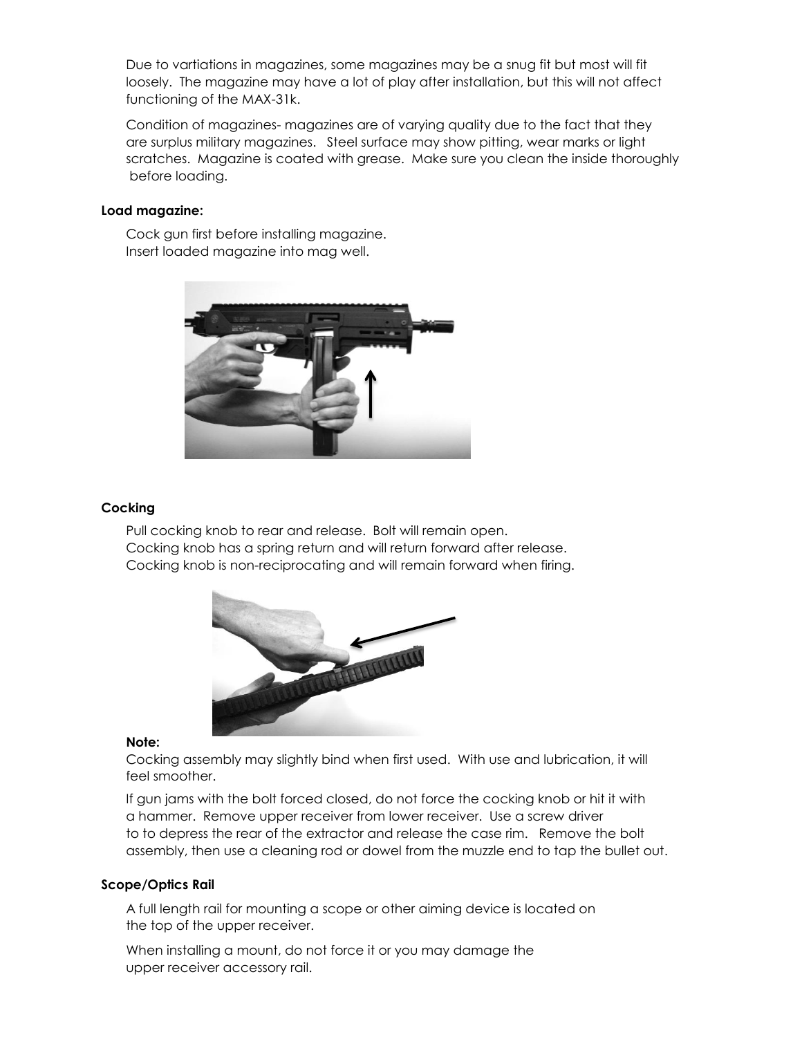Due to vartiations in magazines, some magazines may be a snug fit but most will fit loosely. The magazine may have a lot of play after installation, but this will not affect functioning of the MAX-31k.

Condition of magazines- magazines are of varying quality due to the fact that they are surplus military magazines. Steel surface may show pitting, wear marks or light scratches. Magazine is coated with grease. Make sure you clean the inside thoroughly before loading.

**Load magazine:**

Cock gun first before installing magazine.
Insert loaded magazine into mag well.

**Cocking**

Pull cocking knob to rear and release. Bolt will remain open.
Cocking knob has a spring return and will return forward after release.
Cocking knob is non-reciprocating and will remain forward when firing.

**Note:**

Cocking assembly may slightly bind when first used. With use and lubrication, it will feel smoother.

If gun jams with the bolt forced closed, do not force the cocking knob or hit it with a hammer. Remove upper receiver from lower receiver. Use a screw driver to to depress the rear of the extractor and release the case rim. Remove the bolt assembly, then use a cleaning rod or dowel from the muzzle end to tap the bullet out.

**Scope/Optics Rail**

A full length rail for mounting a scope or other aiming device is located on the top of the upper receiver.

When installing a mount, do not force it or you may damage the upper receiver accessory rail.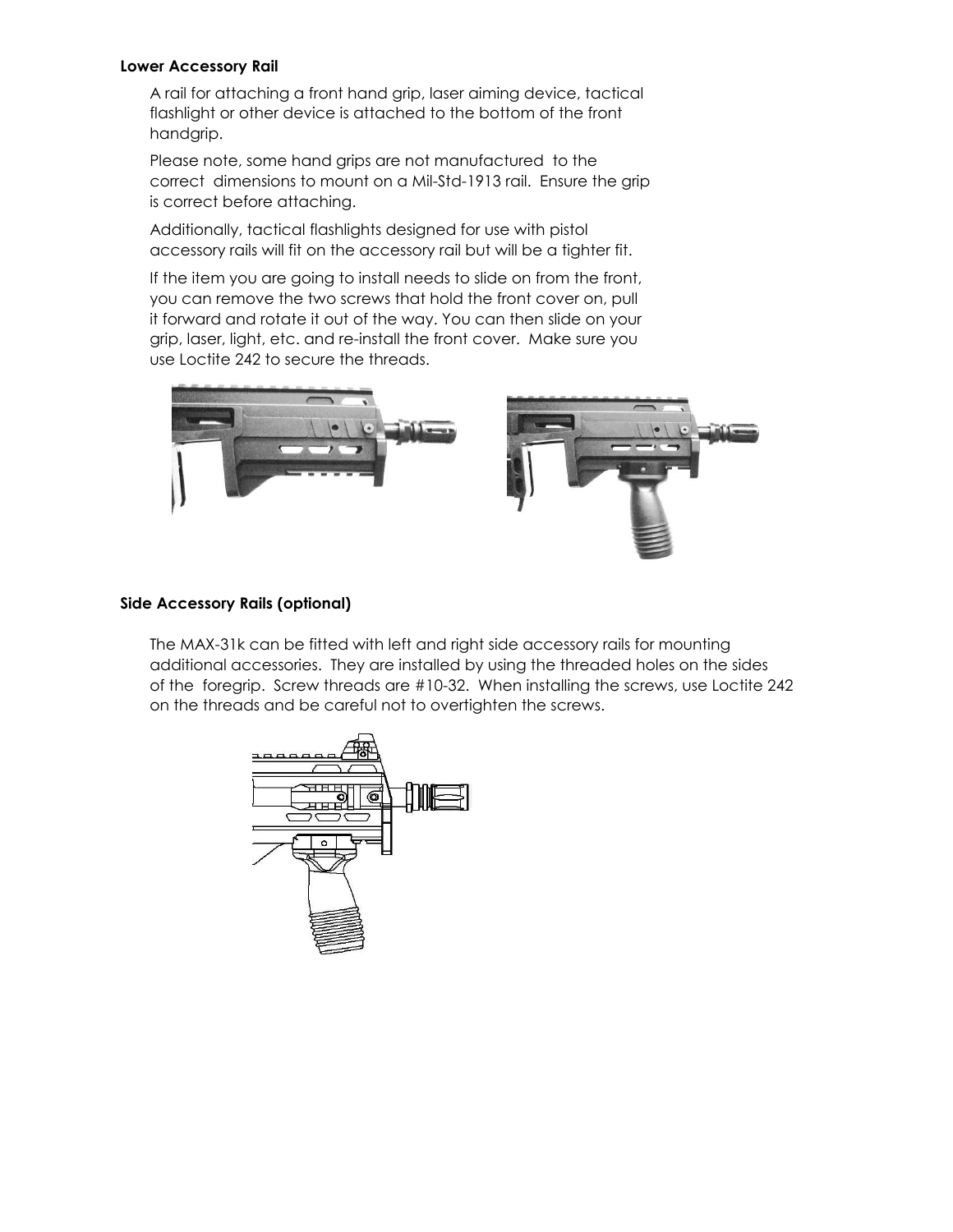**Lower Accessory Rail**

A rail for attaching a front hand grip, laser aiming device, tactical flashlight or other device is attached to the bottom of the front handgrip.

Please note, some hand grips are not manufactured to the correct dimensions to mount on a Mil-Std-1913 rail. Ensure the grip is correct before attaching.

Additionally, tactical flashlights designed for use with pistol accessory rails will fit on the accessory rail but will be a tighter fit.

If the item you are going to install needs to slide on from the front, you can remove the two screws that hold the front cover on, pull it forward and rotate it out of the way. You can then slide on your grip, laser, light, etc. and re-install the front cover. Make sure you use Loctite 242 to secure the threads.

**Side Accessory Rails (optional)**

The MAX-31k can be fitted with left and right side accessory rails for mounting additional accessories. They are installed by using the threaded holes on the sides of the foregrip. Screw threads are #10-32. When installing the screws, use Loctite 242 on the threads and be careful not to overtighten the screws.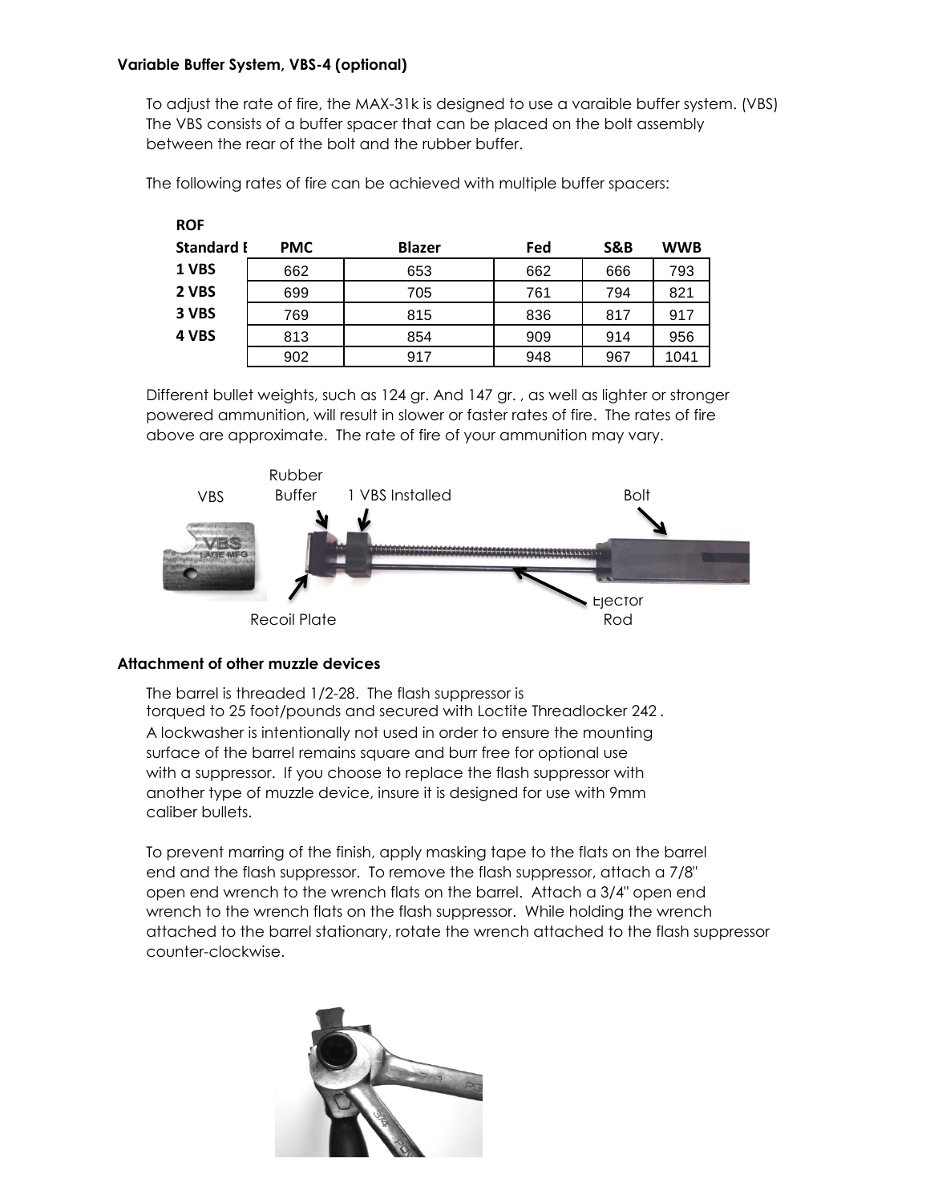**Variable Buffer System, VBS-4 (optional)**

To adjust the rate of fire, the MAX-31k is designed to use a varaible buffer system. (VBS) The VBS consists of a buffer spacer that can be placed on the bolt assembly between the rear of the bolt and the rubber buffer.

The following rates of fire can be achieved with multiple buffer spacers:

| ROF | | | | | |
|---|---|---|---|---|---|
| Standard E | PMC | Blazer | Fed | S&B | WWB |
| 1 VBS | 662 | 653 | 662 | 666 | 793 |
| 2 VBS | 699 | 705 | 761 | 794 | 821 |
| 3 VBS | 769 | 815 | 836 | 817 | 917 |
| 4 VBS | 813 | 854 | 909 | 914 | 956 |
| | 902 | 917 | 948 | 967 | 1041 |

Different bullet weights, such as 124 gr. And 147 gr. , as well as lighter or stronger powered ammunition, will result in slower or faster rates of fire. The rates of fire above are approximate. The rate of fire of your ammunition may vary.

VBS — Rubber Buffer — 1 VBS Installed — Bolt — Recoil Plate — Ejector Rod

**Attachment of other muzzle devices**

The barrel is threaded 1/2-28. The flash suppressor is torqued to 25 foot/pounds and secured with Loctite Threadlocker 242 . A lockwasher is intentionally not used in order to ensure the mounting surface of the barrel remains square and burr free for optional use with a suppressor. If you choose to replace the flash suppressor with another type of muzzle device, insure it is designed for use with 9mm caliber bullets.

To prevent marring of the finish, apply masking tape to the flats on the barrel end and the flash suppressor. To remove the flash suppressor, attach a 7/8" open end wrench to the wrench flats on the barrel. Attach a 3/4" open end wrench to the wrench flats on the flash suppressor. While holding the wrench attached to the barrel stationary, rotate the wrench attached to the flash suppressor counter-clockwise.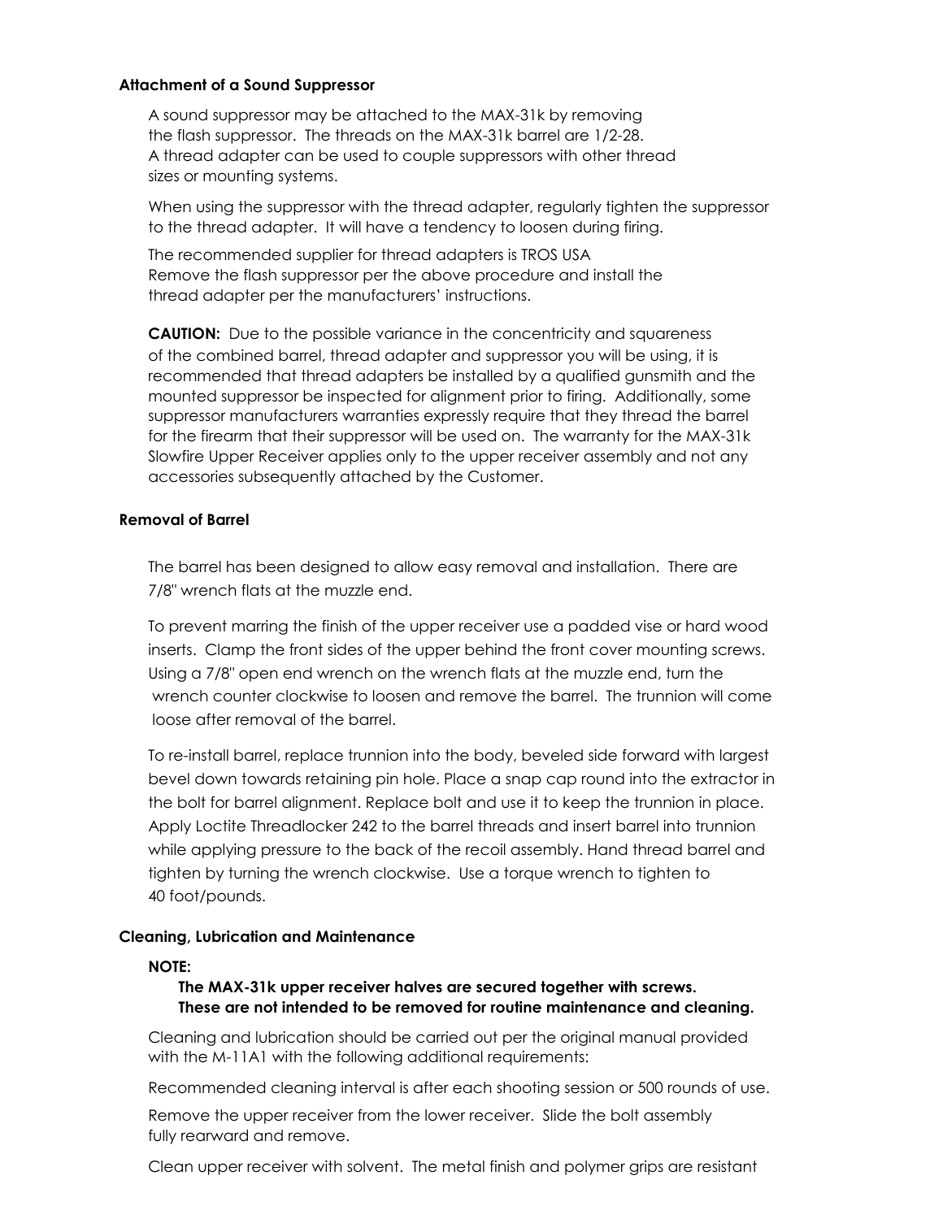### Attachment of a Sound Suppressor

A sound suppressor may be attached to the MAX-31k by removing the flash suppressor. The threads on the MAX-31k barrel are 1/2-28. A thread adapter can be used to couple suppressors with other thread sizes or mounting systems.

When using the suppressor with the thread adapter, regularly tighten the suppressor to the thread adapter. It will have a tendency to loosen during firing.

The recommended supplier for thread adapters is TROS USA
Remove the flash suppressor per the above procedure and install the thread adapter per the manufacturers' instructions.

**CAUTION:** Due to the possible variance in the concentricity and squareness of the combined barrel, thread adapter and suppressor you will be using, it is recommended that thread adapters be installed by a qualified gunsmith and the mounted suppressor be inspected for alignment prior to firing. Additionally, some suppressor manufacturers warranties expressly require that they thread the barrel for the firearm that their suppressor will be used on. The warranty for the MAX-31k Slowfire Upper Receiver applies only to the upper receiver assembly and not any accessories subsequently attached by the Customer.

### Removal of Barrel

The barrel has been designed to allow easy removal and installation. There are 7/8" wrench flats at the muzzle end.

To prevent marring the finish of the upper receiver use a padded vise or hard wood inserts. Clamp the front sides of the upper behind the front cover mounting screws. Using a 7/8" open end wrench on the wrench flats at the muzzle end, turn the wrench counter clockwise to loosen and remove the barrel. The trunnion will come loose after removal of the barrel.

To re-install barrel, replace trunnion into the body, beveled side forward with largest bevel down towards retaining pin hole. Place a snap cap round into the extractor in the bolt for barrel alignment. Replace bolt and use it to keep the trunnion in place. Apply Loctite Threadlocker 242 to the barrel threads and insert barrel into trunnion while applying pressure to the back of the recoil assembly. Hand thread barrel and tighten by turning the wrench clockwise. Use a torque wrench to tighten to 40 foot/pounds.

### Cleaning, Lubrication and Maintenance

**NOTE:**

**The MAX-31k upper receiver halves are secured together with screws. These are not intended to be removed for routine maintenance and cleaning.**

Cleaning and lubrication should be carried out per the original manual provided with the M-11A1 with the following additional requirements:

Recommended cleaning interval is after each shooting session or 500 rounds of use.

Remove the upper receiver from the lower receiver. Slide the bolt assembly fully rearward and remove.

Clean upper receiver with solvent. The metal finish and polymer grips are resistant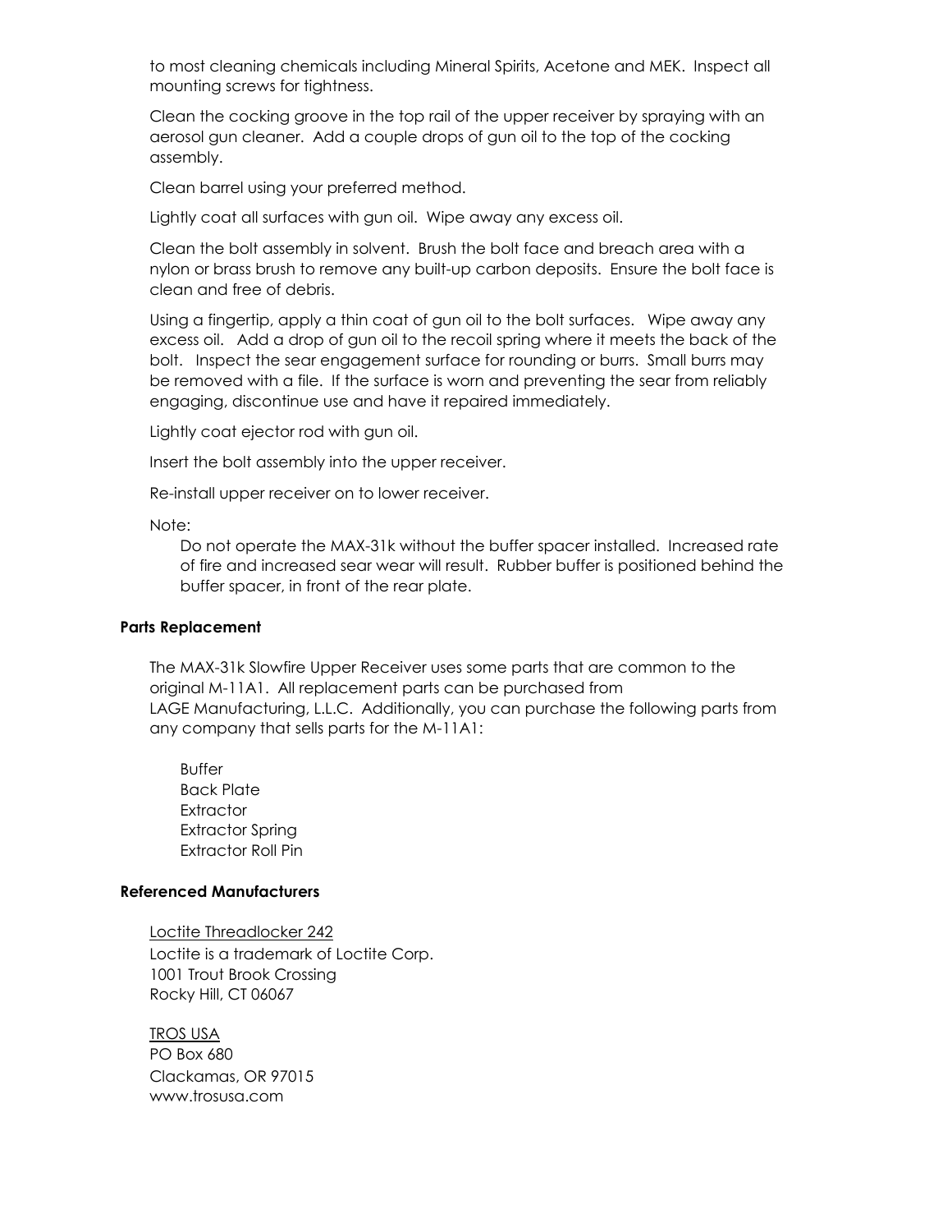to most cleaning chemicals including Mineral Spirits, Acetone and MEK.  Inspect all mounting screws for tightness.

Clean the cocking groove in the top rail of the upper receiver by spraying with an aerosol gun cleaner.  Add a couple drops of gun oil to the top of the cocking assembly.

Clean barrel using your preferred method.

Lightly coat all surfaces with gun oil.  Wipe away any excess oil.

Clean the bolt assembly in solvent.  Brush the bolt face and breach area with a nylon or brass brush to remove any built-up carbon deposits.  Ensure the bolt face is clean and free of debris.

Using a fingertip, apply a thin coat of gun oil to the bolt surfaces.   Wipe away any excess oil.   Add a drop of gun oil to the recoil spring where it meets the back of the bolt.   Inspect the sear engagement surface for rounding or burrs.  Small burrs may be removed with a file.  If the surface is worn and preventing the sear from reliably engaging, discontinue use and have it repaired immediately.

Lightly coat ejector rod with gun oil.

Insert the bolt assembly into the upper receiver.

Re-install upper receiver on to lower receiver.

Note:

> Do not operate the MAX-31k without the buffer spacer installed.  Increased rate of fire and increased sear wear will result.  Rubber buffer is positioned behind the buffer spacer, in front of the rear plate.

**Parts Replacement**

The MAX-31k Slowfire Upper Receiver uses some parts that are common to the original M-11A1.  All replacement parts can be purchased from LAGE Manufacturing, L.L.C.  Additionally, you can purchase the following parts from any company that sells parts for the M-11A1:

- Buffer
- Back Plate
- Extractor
- Extractor Spring
- Extractor Roll Pin

**Referenced Manufacturers**

<u>Loctite Threadlocker 242</u>
Loctite is a trademark of Loctite Corp.
1001 Trout Brook Crossing
Rocky Hill, CT 06067

<u>TROS USA</u>
PO Box 680
Clackamas, OR 97015
www.trosusa.com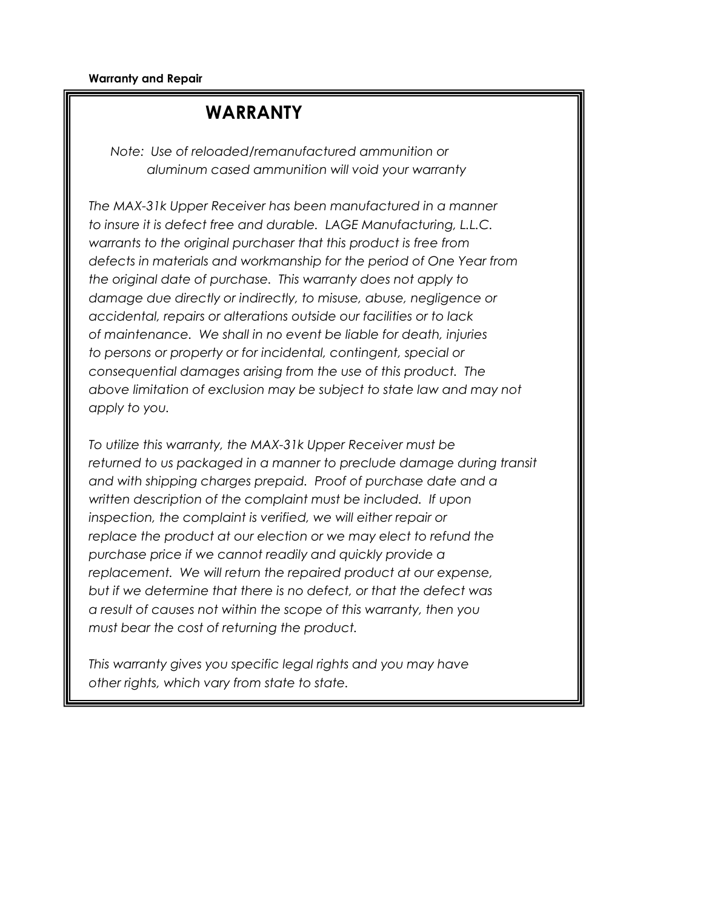**Warranty and Repair**

# WARRANTY

*Note: Use of reloaded/remanufactured ammunition or aluminum cased ammunition will void your warranty*

*The MAX-31k Upper Receiver has been manufactured in a manner to insure it is defect free and durable. LAGE Manufacturing, L.L.C. warrants to the original purchaser that this product is free from defects in materials and workmanship for the period of One Year from the original date of purchase. This warranty does not apply to damage due directly or indirectly, to misuse, abuse, negligence or accidental, repairs or alterations outside our facilities or to lack of maintenance. We shall in no event be liable for death, injuries to persons or property or for incidental, contingent, special or consequential damages arising from the use of this product. The above limitation of exclusion may be subject to state law and may not apply to you.*

*To utilize this warranty, the MAX-31k Upper Receiver must be returned to us packaged in a manner to preclude damage during transit and with shipping charges prepaid. Proof of purchase date and a written description of the complaint must be included. If upon inspection, the complaint is verified, we will either repair or replace the product at our election or we may elect to refund the purchase price if we cannot readily and quickly provide a replacement. We will return the repaired product at our expense, but if we determine that there is no defect, or that the defect was a result of causes not within the scope of this warranty, then you must bear the cost of returning the product.*

*This warranty gives you specific legal rights and you may have other rights, which vary from state to state.*